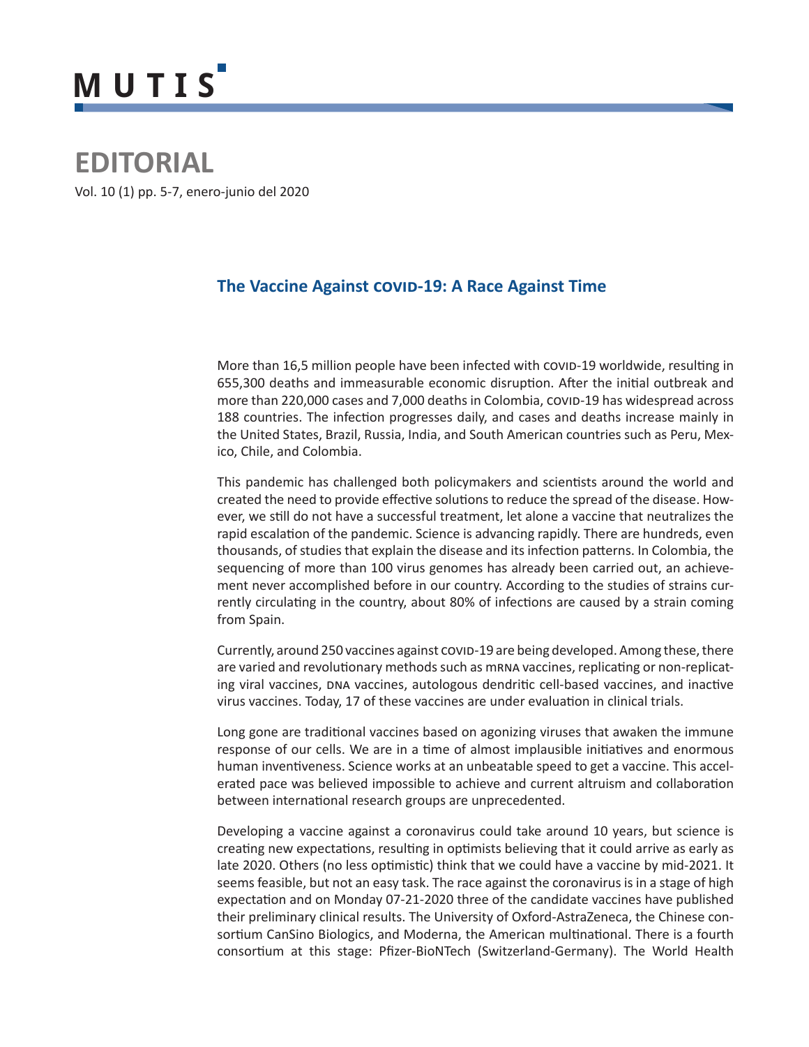# EDITORIAL

## The Vaccine Against COVID-19: A Race Against Time

More than 16,5 million people have been infected with COVID-19 worldwide, resulting in 655,300 deaths and immeasurable economic disruption. After the initial outbreak and more than 220,000 cases and 7,000 deaths in Colombia, COVID-19 has widespread across 188 countries. The infection progresses daily, and cases and deaths increase mainly in the United States, Brazil, Russia, India, and South American countries such as Peru, Mexico, Chile, and Colombia.

This pandemic has challenged both policymakers and scientists around the world and created the need to provide effective solutions to reduce the spread of the disease. However, we still do not have a successful treatment, let alone a vaccine that neutralizes the rapid escalation of the pandemic. Science is advancing rapidly. There are hundreds, even thousands, of studies that explain the disease and its infection patterns. In Colombia, the sequencing of more than 100 virus genomes has already been carried out, an achievement never accomplished before in our country. According to the studies of strains currently circulating in the country, about 80% of infections are caused by a strain coming from Spain.

Currently, around 250 vaccines against COVID-19 are being developed. Among these, there are varied and revolutionary methods such as mRNA vaccines, replicating or non-replicating viral vaccines, DNA vaccines, autologous dendritic cell-based vaccines, and inactive virus vaccines. Today, 17 of these vaccines are under evaluation in clinical trials.

Long gone are traditional vaccines based on agonizing viruses that awaken the immune response of our cells. We are in a time of almost implausible initiatives and enormous human inventiveness. Science works at an unbeatable speed to get a vaccine. This accelerated pace was believed impossible to achieve and current altruism and collaboration between international research groups are unprecedented.

Developing a vaccine against a coronavirus could take around 10 years, but science is creating new expectations, resulting in optimists believing that it could arrive as early as late 2020. Others (no less optimistic) think that we could have a vaccine by mid-2021. It seems feasible, but not an easy task. The race against the coronavirus is in a stage of high expectation and on Monday 07-21-2020 three of the candidate vaccines have published their preliminary clinical results. The University of Oxford-AstraZeneca, the Chinese consortium CanSino Biologics, and Moderna, the American multinational. There is a fourth consortium at this stage: Pfizer-BioNTech (Switzerland-Germany). The World Health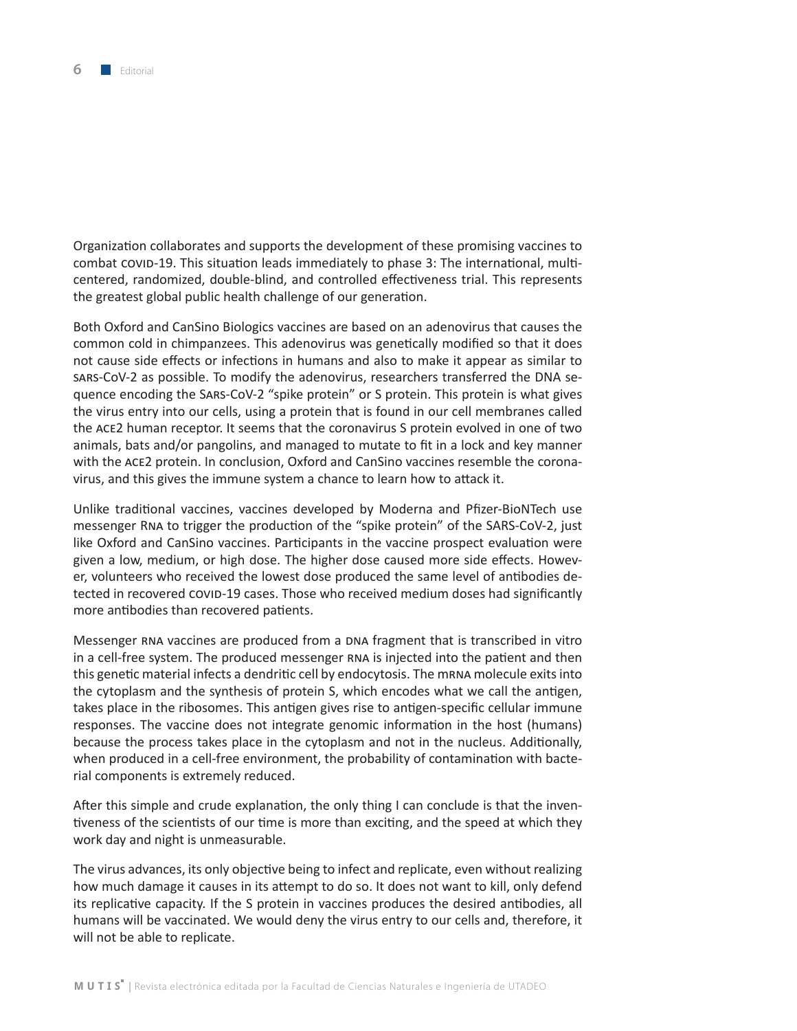Organization collaborates and supports the development of these promising vaccines to combat COVID-19. This situation leads immediately to phase 3: The international, multi-centered, randomized, double-blind, and controlled effectiveness trial. This represents the greatest global public health challenge of our generation.

Both Oxford and CanSino Biologics vaccines are based on an adenovirus that causes the common cold in chimpanzees. This adenovirus was genetically modified so that it does not cause side effects or infections in humans and also to make it appear as similar to SARS-CoV-2 as possible. To modify the adenovirus, researchers transferred the DNA sequence encoding the SARS-CoV-2 "spike protein" or S protein. This protein is what gives the virus entry into our cells, using a protein that is found in our cell membranes called the ACE2 human receptor. It seems that the coronavirus S protein evolved in one of two animals, bats and/or pangolins, and managed to mutate to fit in a lock and key manner with the ACE2 protein. In conclusion, Oxford and CanSino vaccines resemble the coronavirus, and this gives the immune system a chance to learn how to attack it.

Unlike traditional vaccines, vaccines developed by Moderna and Pfizer-BioNTech use messenger RNA to trigger the production of the "spike protein" of the SARS-CoV-2, just like Oxford and CanSino vaccines. Participants in the vaccine prospect evaluation were given a low, medium, or high dose. The higher dose caused more side effects. However, volunteers who received the lowest dose produced the same level of antibodies detected in recovered COVID-19 cases. Those who received medium doses had significantly more antibodies than recovered patients.

Messenger RNA vaccines are produced from a DNA fragment that is transcribed in vitro in a cell-free system. The produced messenger RNA is injected into the patient and then this genetic material infects a dendritic cell by endocytosis. The mRNA molecule exits into the cytoplasm and the synthesis of protein S, which encodes what we call the antigen, takes place in the ribosomes. This antigen gives rise to antigen-specific cellular immune responses. The vaccine does not integrate genomic information in the host (humans) because the process takes place in the cytoplasm and not in the nucleus. Additionally, when produced in a cell-free environment, the probability of contamination with bacterial components is extremely reduced.

After this simple and crude explanation, the only thing I can conclude is that the inventiveness of the scientists of our time is more than exciting, and the speed at which they work day and night is unmeasurable.

The virus advances, its only objective being to infect and replicate, even without realizing how much damage it causes in its attempt to do so. It does not want to kill, only defend its replicative capacity. If the S protein in vaccines produces the desired antibodies, all humans will be vaccinated. We would deny the virus entry to our cells and, therefore, it will not be able to replicate.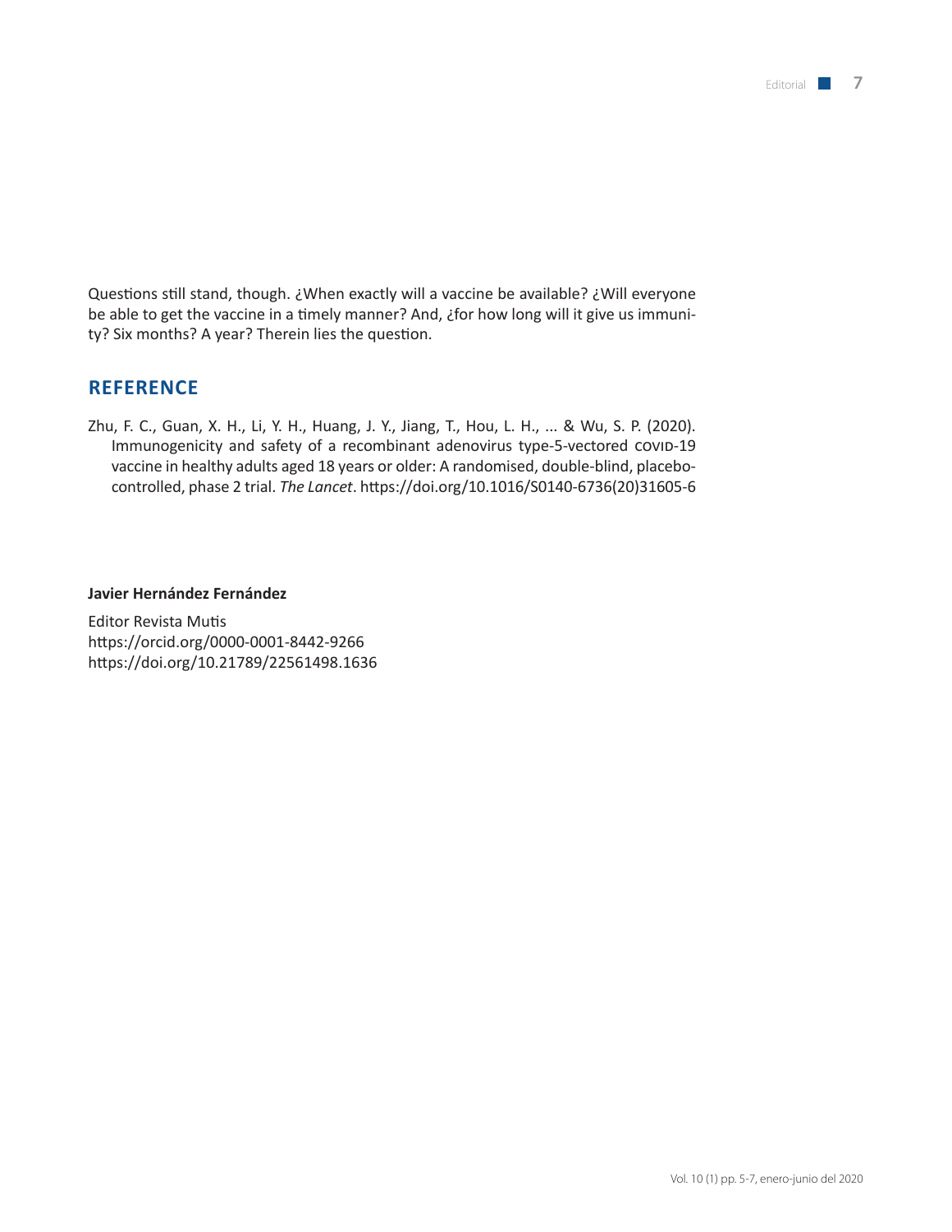Questions still stand, though. ¿When exactly will a vaccine be available? ¿Will everyone be able to get the vaccine in a timely manner? And, ¿for how long will it give us immunity? Six months? A year? Therein lies the question.

## REFERENCE

Zhu, F. C., Guan, X. H., Li, Y. H., Huang, J. Y., Jiang, T., Hou, L. H., ... & Wu, S. P. (2020). Immunogenicity and safety of a recombinant adenovirus type-5-vectored COVID-19 vaccine in healthy adults aged 18 years or older: A randomised, double-blind, placebo-controlled, phase 2 trial. *The Lancet*. https://doi.org/10.1016/S0140-6736(20)31605-6

**Javier Hernández Fernández**

Editor Revista Mutis
https://orcid.org/0000-0001-8442-9266
https://doi.org/10.21789/22561498.1636